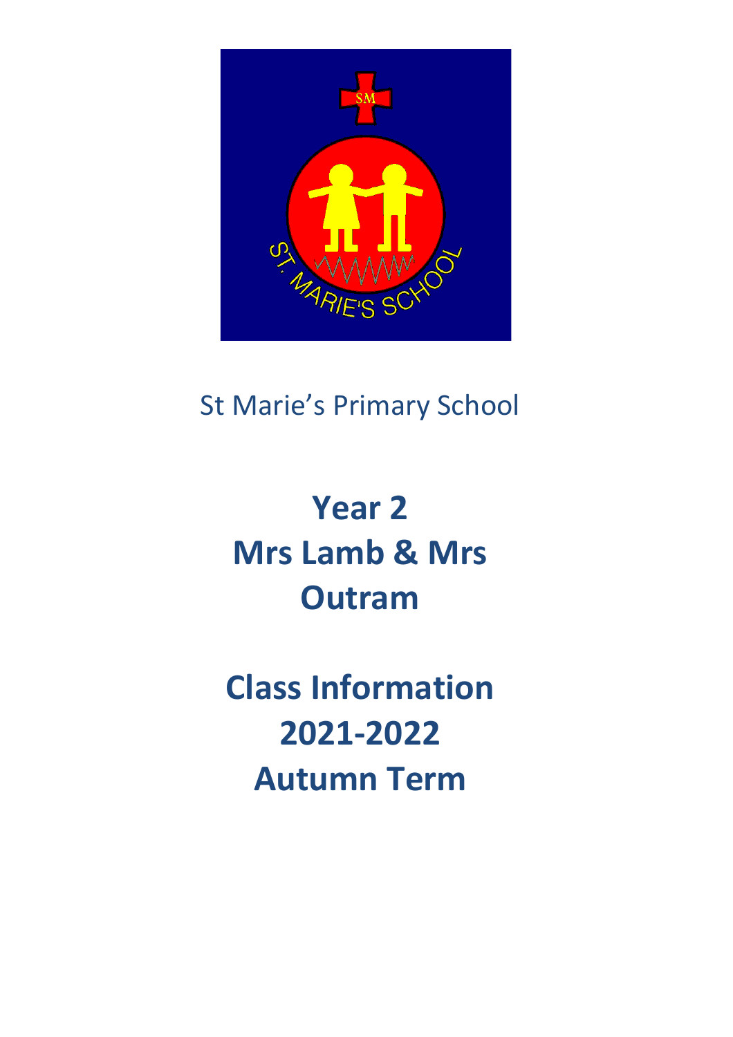St Marie's Primary School

# Year 2
# Mrs Lamb & Mrs Outram

# Class Information
# 2021-2022
# Autumn Term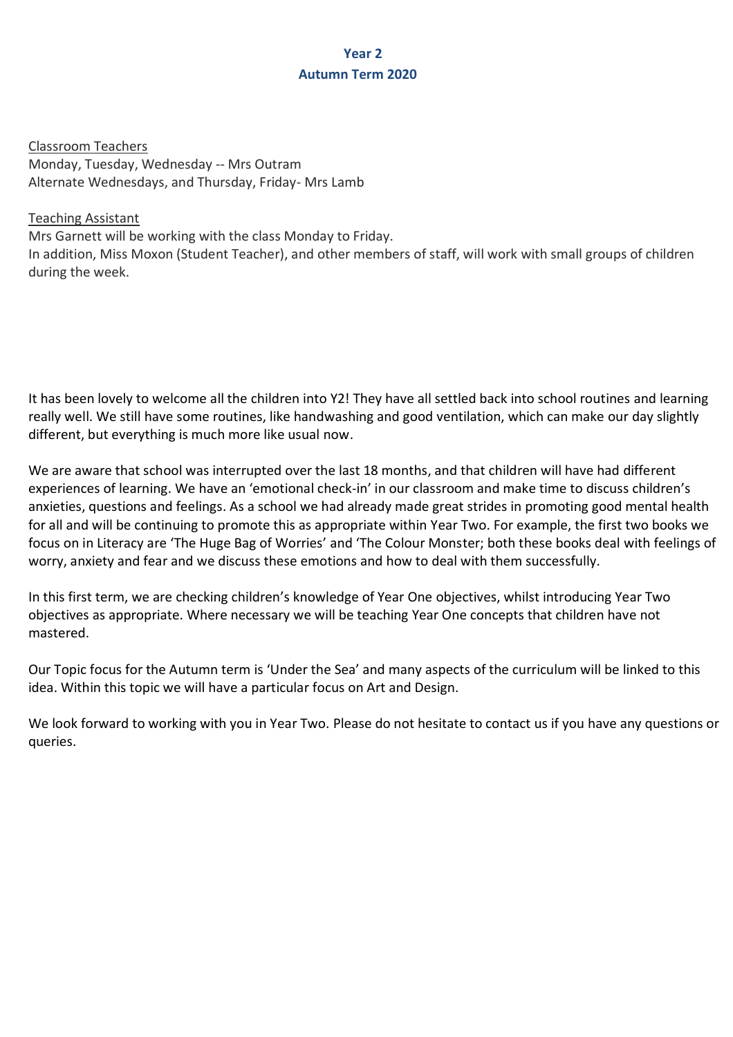## Year 2

## Autumn Term 2020

<u>Classroom Teachers</u>
Monday, Tuesday, Wednesday -- Mrs Outram
Alternate Wednesdays, and Thursday, Friday- Mrs Lamb

<u>Teaching Assistant</u>
Mrs Garnett will be working with the class Monday to Friday.
In addition, Miss Moxon (Student Teacher), and other members of staff, will work with small groups of children during the week.

It has been lovely to welcome all the children into Y2! They have all settled back into school routines and learning really well. We still have some routines, like handwashing and good ventilation, which can make our day slightly different, but everything is much more like usual now.

We are aware that school was interrupted over the last 18 months, and that children will have had different experiences of learning. We have an 'emotional check-in' in our classroom and make time to discuss children's anxieties, questions and feelings. As a school we had already made great strides in promoting good mental health for all and will be continuing to promote this as appropriate within Year Two. For example, the first two books we focus on in Literacy are 'The Huge Bag of Worries' and 'The Colour Monster; both these books deal with feelings of worry, anxiety and fear and we discuss these emotions and how to deal with them successfully.

In this first term, we are checking children's knowledge of Year One objectives, whilst introducing Year Two objectives as appropriate. Where necessary we will be teaching Year One concepts that children have not mastered.

Our Topic focus for the Autumn term is 'Under the Sea' and many aspects of the curriculum will be linked to this idea. Within this topic we will have a particular focus on Art and Design.

We look forward to working with you in Year Two. Please do not hesitate to contact us if you have any questions or queries.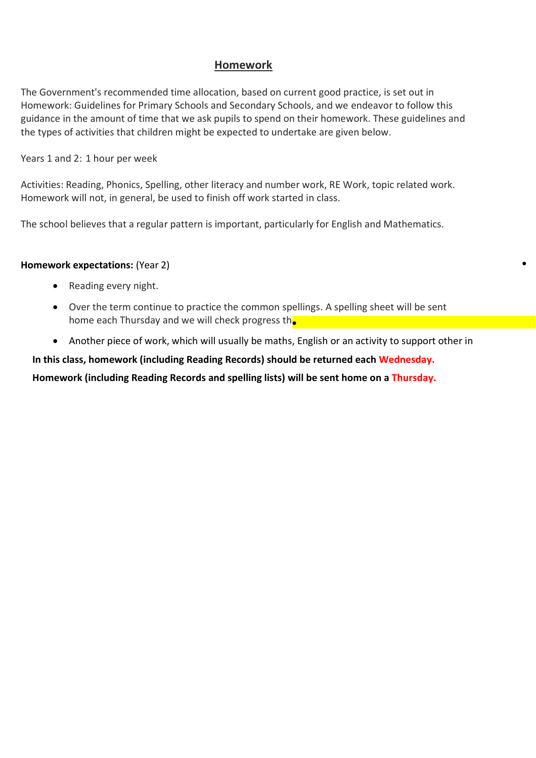# Homework

The Government's recommended time allocation, based on current good practice, is set out in Homework: Guidelines for Primary Schools and Secondary Schools, and we endeavor to follow this guidance in the amount of time that we ask pupils to spend on their homework. These guidelines and the types of activities that children might be expected to undertake are given below.

Years 1 and 2: 1 hour per week

Activities: Reading, Phonics, Spelling, other literacy and number work, RE Work, topic related work. Homework will not, in general, be used to finish off work started in class.

The school believes that a regular pattern is important, particularly for English and Mathematics.

**Homework expectations:** (Year 2)

- Reading every night.
- Over the term continue to practice the common spellings. A spelling sheet will be sent home each Thursday and we will check progress th
- Another piece of work, which will usually be maths, English or an activity to support other in

**In this class, homework (including Reading Records) should be returned each Wednesday.**

**Homework (including Reading Records and spelling lists) will be sent home on a Thursday.**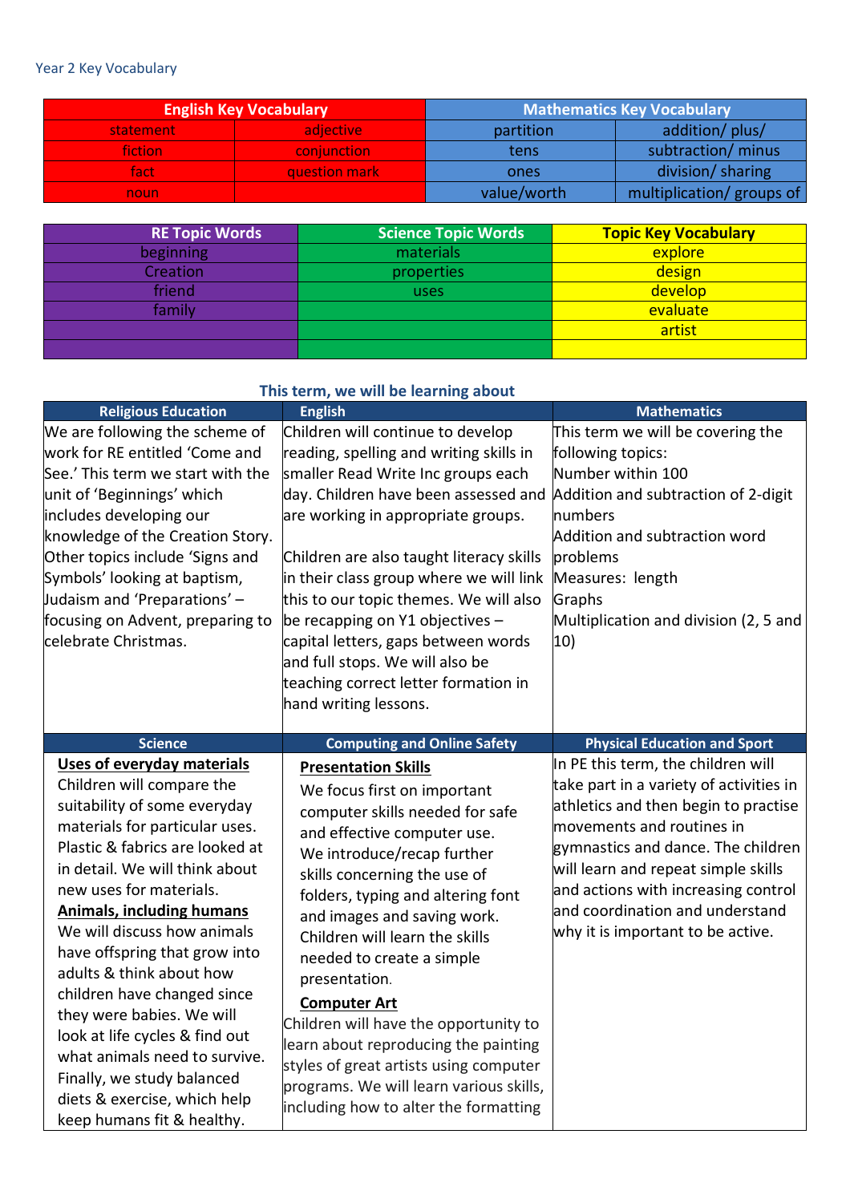Year 2 Key Vocabulary

| English Key Vocabulary | | Mathematics Key Vocabulary | |
|---|---|---|---|
| statement | adjective | partition | addition/ plus/ |
| fiction | conjunction | tens | subtraction/ minus |
| fact | question mark | ones | division/ sharing |
| noun | | value/worth | multiplication/ groups of |

| RE Topic Words | Science Topic Words | Topic Key Vocabulary |
|---|---|---|
| beginning | materials | explore |
| Creation | properties | design |
| friend | uses | develop |
| family | | evaluate |
| | | artist |
| | | |

## This term, we will be learning about

| Religious Education | English | Mathematics |
|---|---|---|
| We are following the scheme of work for RE entitled 'Come and See.' This term we start with the unit of 'Beginnings' which includes developing our knowledge of the Creation Story. Other topics include 'Signs and Symbols' looking at baptism, Judaism and 'Preparations' – focusing on Advent, preparing to celebrate Christmas. | Children will continue to develop reading, spelling and writing skills in smaller Read Write Inc groups each day. Children have been assessed and are working in appropriate groups.<br><br>Children are also taught literacy skills in their class group where we will link this to our topic themes. We will also be recapping on Y1 objectives – capital letters, gaps between words and full stops. We will also be teaching correct letter formation in hand writing lessons. | This term we will be covering the following topics:<br>Number within 100<br>Addition and subtraction of 2-digit numbers<br>Addition and subtraction word problems<br>Measures: length<br>Graphs<br>Multiplication and division (2, 5 and 10) |
| **Science** | **Computing and Online Safety** | **Physical Education and Sport** |
| **<u>Uses of everyday materials</u>**<br>Children will compare the suitability of some everyday materials for particular uses. Plastic & fabrics are looked at in detail. We will think about new uses for materials.<br>**<u>Animals, including humans</u>**<br>We will discuss how animals have offspring that grow into adults & think about how children have changed since they were babies. We will look at life cycles & find out what animals need to survive. Finally, we study balanced diets & exercise, which help keep humans fit & healthy. | **<u>Presentation Skills</u>**<br>We focus first on important computer skills needed for safe and effective computer use. We introduce/recap further skills concerning the use of folders, typing and altering font and images and saving work. Children will learn the skills needed to create a simple presentation.<br>**<u>Computer Art</u>**<br>Children will have the opportunity to learn about reproducing the painting styles of great artists using computer programs. We will learn various skills, including how to alter the formatting | In PE this term, the children will take part in a variety of activities in athletics and then begin to practise movements and routines in gymnastics and dance. The children will learn and repeat simple skills and actions with increasing control and coordination and understand why it is important to be active. |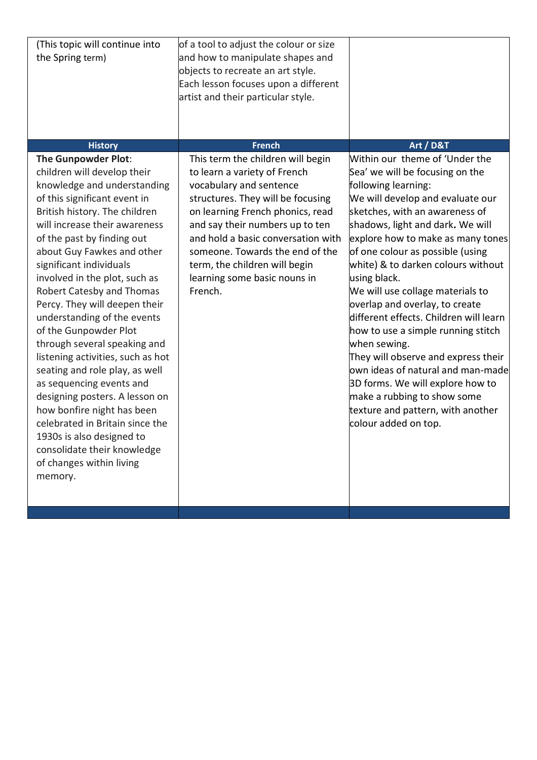| | | |
|---|---|---|
| (This topic will continue into the Spring term) | of a tool to adjust the colour or size and how to manipulate shapes and objects to recreate an art style. Each lesson focuses upon a different artist and their particular style. | |
| **History** | **French** | **Art / D&T** |
| **The Gunpowder Plot**: children will develop their knowledge and understanding of this significant event in British history. The children will increase their awareness of the past by finding out about Guy Fawkes and other significant individuals involved in the plot, such as Robert Catesby and Thomas Percy. They will deepen their understanding of the events of the Gunpowder Plot through several speaking and listening activities, such as hot seating and role play, as well as sequencing events and designing posters. A lesson on how bonfire night has been celebrated in Britain since the 1930s is also designed to consolidate their knowledge of changes within living memory. | This term the children will begin to learn a variety of French vocabulary and sentence structures. They will be focusing on learning French phonics, read and say their numbers up to ten and hold a basic conversation with someone. Towards the end of the term, the children will begin learning some basic nouns in French. | Within our theme of 'Under the Sea' we will be focusing on the following learning: We will develop and evaluate our sketches, with an awareness of shadows, light and dark**.** We will explore how to make as many tones of one colour as possible (using white) & to darken colours without using black. We will use collage materials to overlap and overlay, to create different effects. Children will learn how to use a simple running stitch when sewing. They will observe and express their own ideas of natural and man-made 3D forms. We will explore how to make a rubbing to show some texture and pattern, with another colour added on top. |
| | | |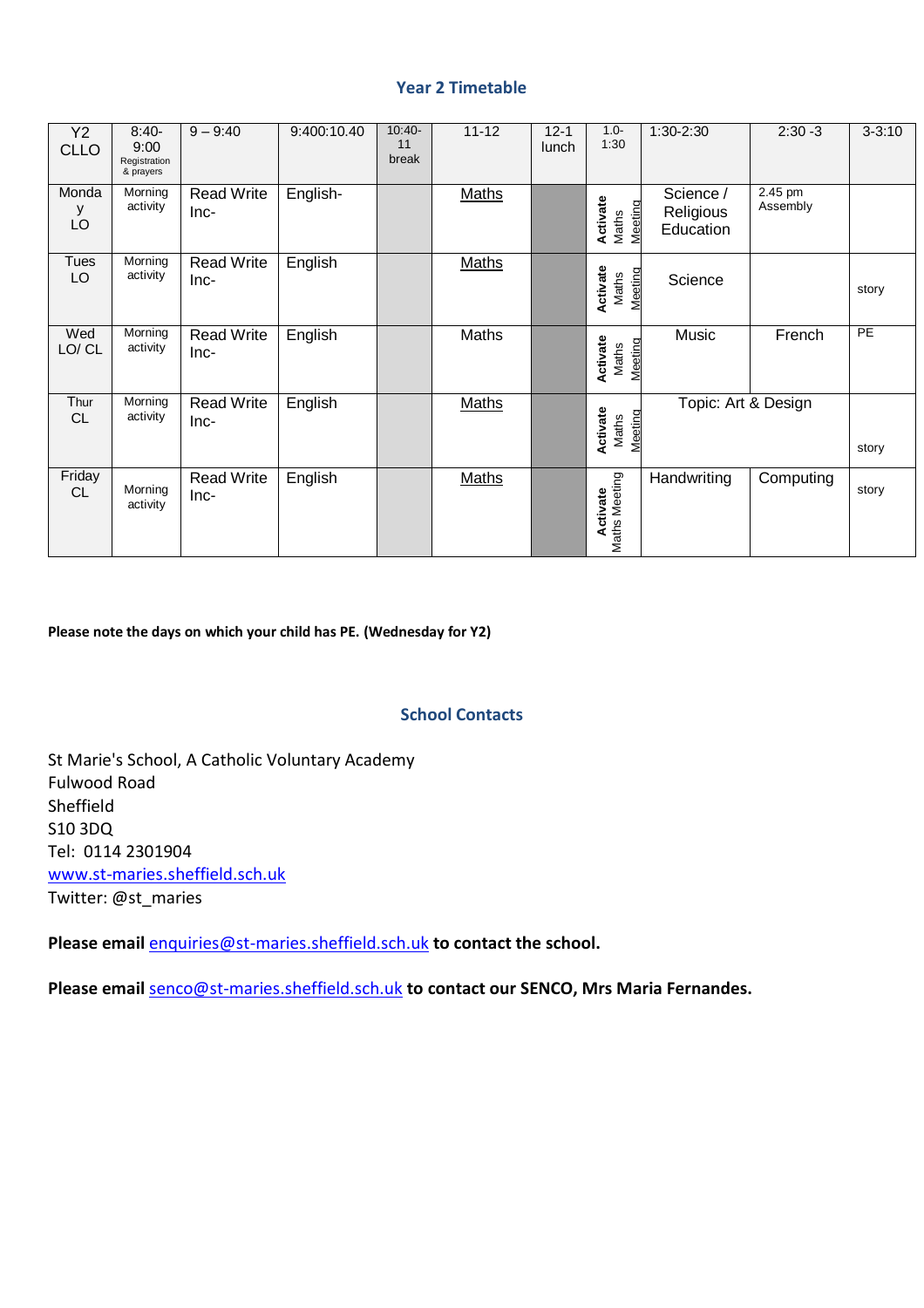## Year 2 Timetable

| Y2 CLLO | 8:40-9:00 Registration & prayers | 9 – 9:40 | 9:400:10.40 | 10:40-11 break | 11-12 | 12-1 lunch | 1.0-1:30 | 1:30-2:30 | 2:30 -3 | 3-3:10 |
|---|---|---|---|---|---|---|---|---|---|---|
| Monday LO | Morning activity | Read Write Inc- | English- | | Maths | | Activate Maths Meeting | Science / Religious Education | 2.45 pm Assembly | |
| Tues LO | Morning activity | Read Write Inc- | English | | Maths | | Activate Maths Meeting | Science | | story |
| Wed LO/ CL | Morning activity | Read Write Inc- | English | | Maths | | Activate Maths Meeting | Music | French | PE |
| Thur CL | Morning activity | Read Write Inc- | English | | Maths | | Activate Maths Meeting | Topic: Art & Design | | story |
| Friday CL | Morning activity | Read Write Inc- | English | | Maths | | Activate Maths Meeting | Handwriting | Computing | story |

**Please note the days on which your child has PE. (Wednesday for Y2)**

## School Contacts

St Marie's School, A Catholic Voluntary Academy
Fulwood Road
Sheffield
S10 3DQ
Tel: 0114 2301904
www.st-maries.sheffield.sch.uk
Twitter: @st_maries

**Please email** enquiries@st-maries.sheffield.sch.uk **to contact the school.**

**Please email** senco@st-maries.sheffield.sch.uk **to contact our SENCO, Mrs Maria Fernandes.**